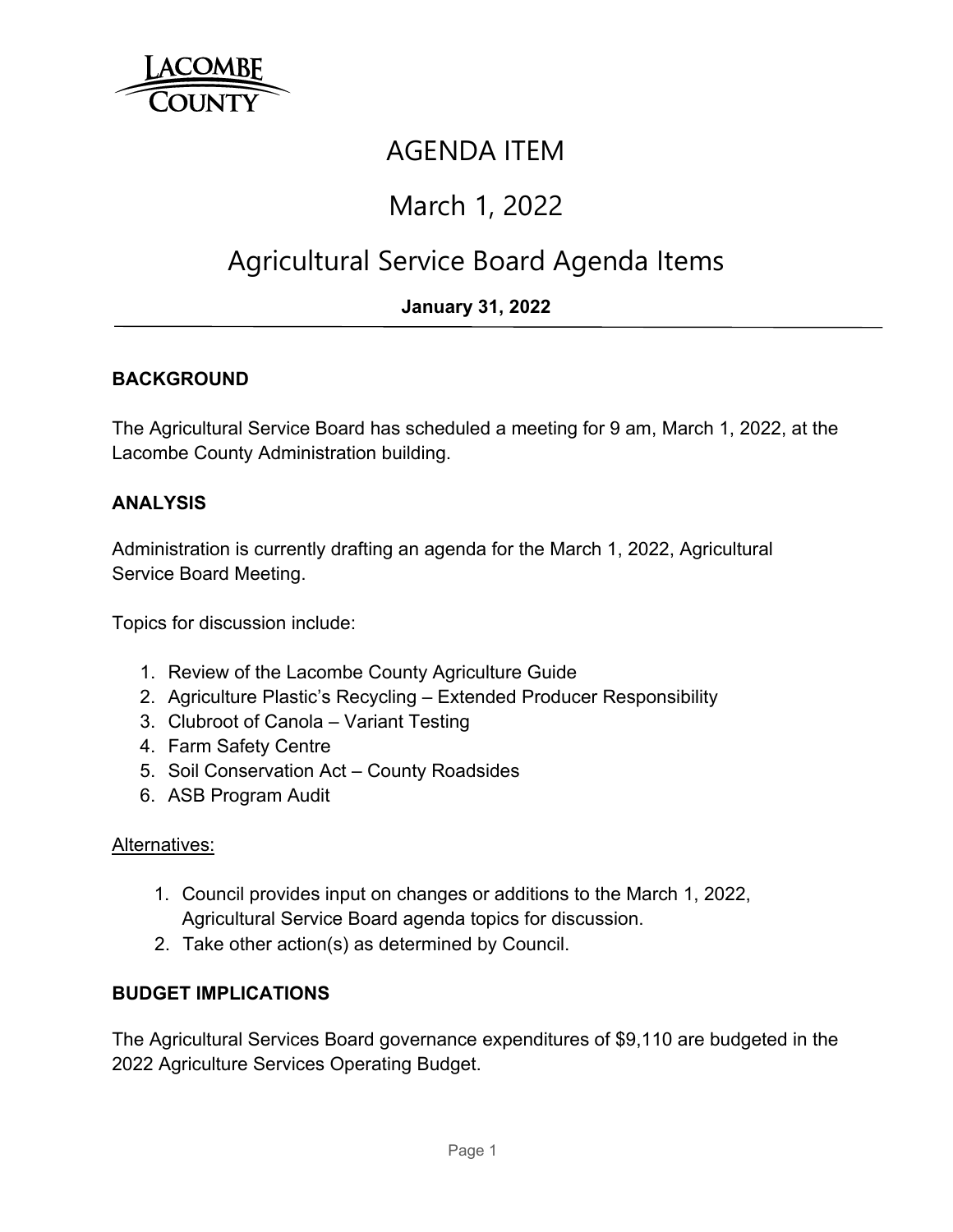LACOMBE COUNTY

# AGENDA ITEM

# March 1, 2022

# Agricultural Service Board Agenda Items

**January 31, 2022**

---

## BACKGROUND

The Agricultural Service Board has scheduled a meeting for 9 am, March 1, 2022, at the Lacombe County Administration building.

## ANALYSIS

Administration is currently drafting an agenda for the March 1, 2022, Agricultural Service Board Meeting.

Topics for discussion include:

1. Review of the Lacombe County Agriculture Guide
2. Agriculture Plastic's Recycling – Extended Producer Responsibility
3. Clubroot of Canola – Variant Testing
4. Farm Safety Centre
5. Soil Conservation Act – County Roadsides
6. ASB Program Audit

<u>Alternatives:</u>

1. Council provides input on changes or additions to the March 1, 2022, Agricultural Service Board agenda topics for discussion.
2. Take other action(s) as determined by Council.

## BUDGET IMPLICATIONS

The Agricultural Services Board governance expenditures of $9,110 are budgeted in the 2022 Agriculture Services Operating Budget.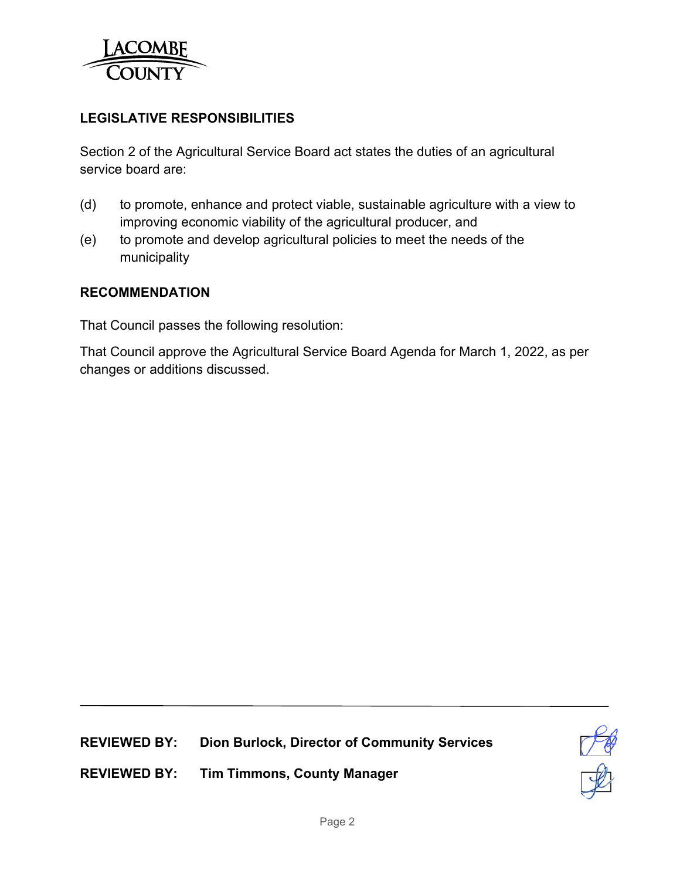## LEGISLATIVE RESPONSIBILITIES

Section 2 of the Agricultural Service Board act states the duties of an agricultural service board are:

(d) to promote, enhance and protect viable, sustainable agriculture with a view to improving economic viability of the agricultural producer, and

(e) to promote and develop agricultural policies to meet the needs of the municipality

## RECOMMENDATION

That Council passes the following resolution:

That Council approve the Agricultural Service Board Agenda for March 1, 2022, as per changes or additions discussed.

---

**REVIEWED BY:** **Dion Burlock, Director of Community Services**

**REVIEWED BY:** **Tim Timmons, County Manager**